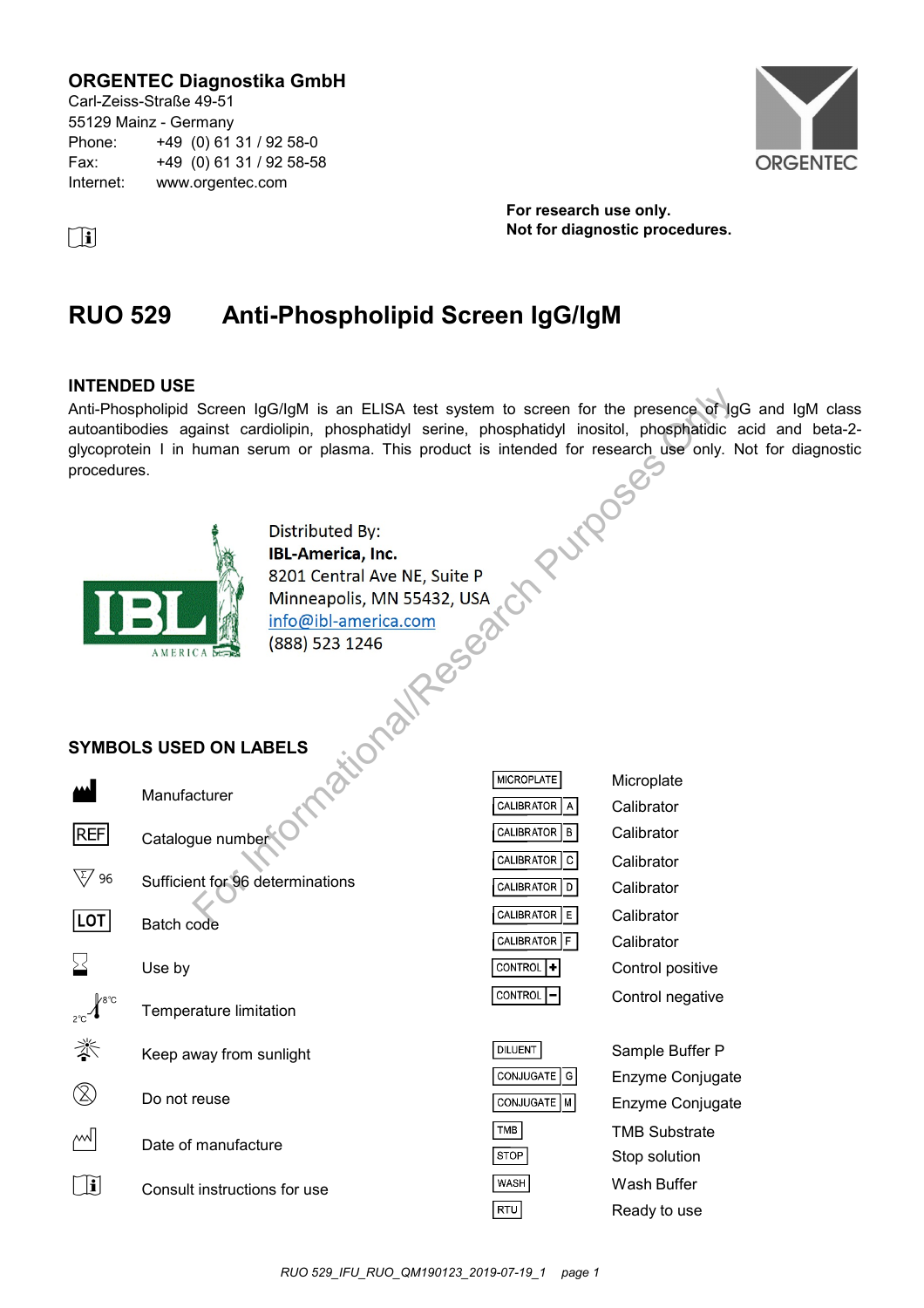**ORGENTEC Diagnostika GmbH**
Carl-Zeiss-Straße 49-51
55129 Mainz - Germany
Phone: +49 (0) 61 31 / 92 58-0
Fax: +49 (0) 61 31 / 92 58-58
Internet: www.orgentec.com

ORGENTEC

**For research use only.**
**Not for diagnostic procedures.**

# RUO 529 Anti-Phospholipid Screen IgG/IgM

## INTENDED USE

Anti-Phospholipid Screen IgG/IgM is an ELISA test system to screen for the presence of IgG and IgM class autoantibodies against cardiolipin, phosphatidyl serine, phosphatidyl inositol, phosphatidic acid and beta-2-glycoprotein I in human serum or plasma. This product is intended for research use only. Not for diagnostic procedures.

IBL AMERICA

Distributed By:
**IBL-America, Inc.**
8201 Central Ave NE, Suite P
Minneapolis, MN 55432, USA
info@ibl-america.com
(888) 523 1246

For Informational/Research Purposes only

## SYMBOLS USED ON LABELS

| Symbol | Meaning |
|---|---|
| | Manufacturer |
| REF | Catalogue number |
| Σ 96 | Sufficient for 96 determinations |
| LOT | Batch code |
| | Use by |
| 2°C – 8°C | Temperature limitation |
| | Keep away from sunlight |
| | Do not reuse |
| | Date of manufacture |
| | Consult instructions for use |

| Label | Meaning |
|---|---|
| MICROPLATE | Microplate |
| CALIBRATOR A | Calibrator |
| CALIBRATOR B | Calibrator |
| CALIBRATOR C | Calibrator |
| CALIBRATOR D | Calibrator |
| CALIBRATOR E | Calibrator |
| CALIBRATOR F | Calibrator |
| CONTROL + | Control positive |
| CONTROL − | Control negative |
| DILUENT | Sample Buffer P |
| CONJUGATE G | Enzyme Conjugate |
| CONJUGATE M | Enzyme Conjugate |
| TMB | TMB Substrate |
| STOP | Stop solution |
| WASH | Wash Buffer |
| RTU | Ready to use |

RUO 529_IFU_RUO_QM190123_2019-07-19_1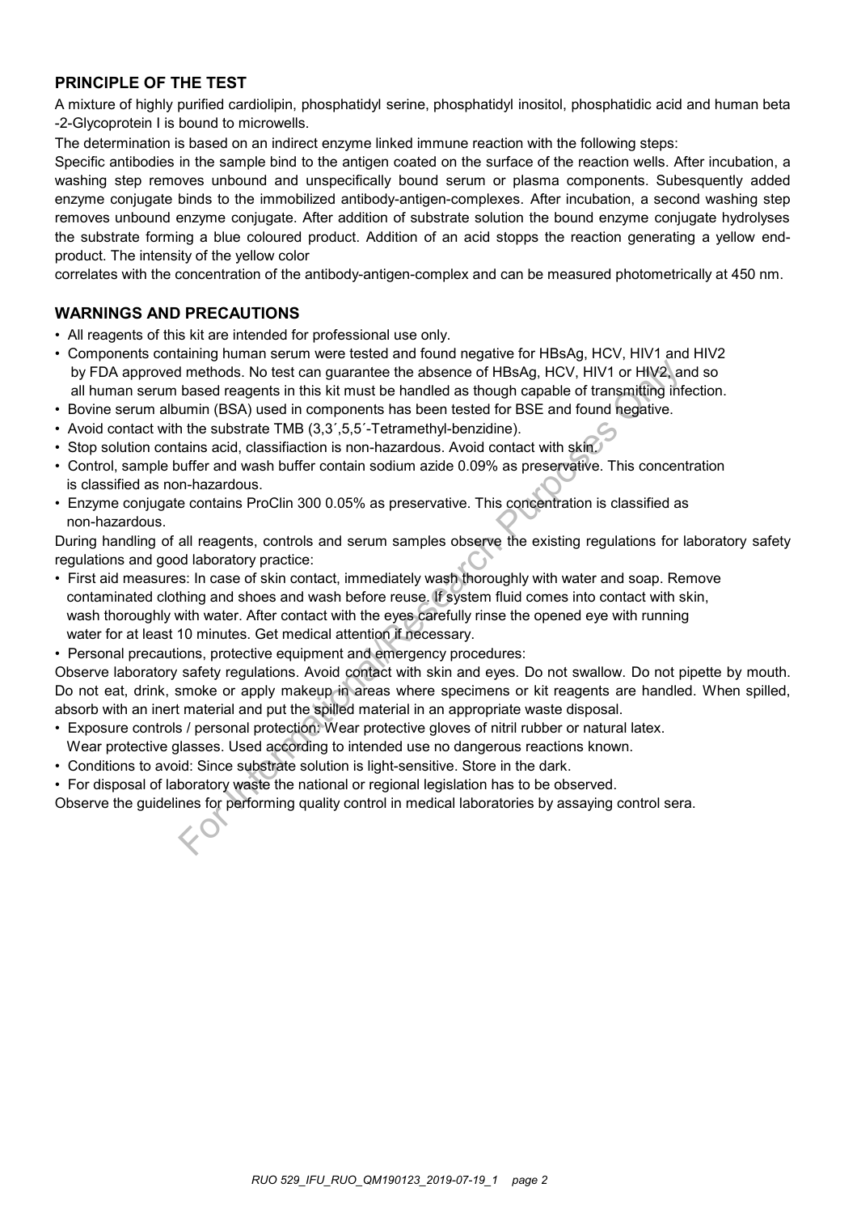## PRINCIPLE OF THE TEST

A mixture of highly purified cardiolipin, phosphatidyl serine, phosphatidyl inositol, phosphatidic acid and human beta -2-Glycoprotein I is bound to microwells.

The determination is based on an indirect enzyme linked immune reaction with the following steps:

Specific antibodies in the sample bind to the antigen coated on the surface of the reaction wells. After incubation, a washing step removes unbound and unspecifically bound serum or plasma components. Subesquently added enzyme conjugate binds to the immobilized antibody-antigen-complexes. After incubation, a second washing step removes unbound enzyme conjugate. After addition of substrate solution the bound enzyme conjugate hydrolyses the substrate forming a blue coloured product. Addition of an acid stopps the reaction generating a yellow end-product. The intensity of the yellow color

correlates with the concentration of the antibody-antigen-complex and can be measured photometrically at 450 nm.

## WARNINGS AND PRECAUTIONS

- All reagents of this kit are intended for professional use only.
- Components containing human serum were tested and found negative for HBsAg, HCV, HIV1 and HIV2 by FDA approved methods. No test can guarantee the absence of HBsAg, HCV, HIV1 or HIV2, and so all human serum based reagents in this kit must be handled as though capable of transmitting infection.
- Bovine serum albumin (BSA) used in components has been tested for BSE and found negative.
- Avoid contact with the substrate TMB (3,3´,5,5´-Tetramethyl-benzidine).
- Stop solution contains acid, classifiaction is non-hazardous. Avoid contact with skin.
- Control, sample buffer and wash buffer contain sodium azide 0.09% as preservative. This concentration is classified as non-hazardous.
- Enzyme conjugate contains ProClin 300 0.05% as preservative. This concentration is classified as non-hazardous.

During handling of all reagents, controls and serum samples observe the existing regulations for laboratory safety regulations and good laboratory practice:

- First aid measures: In case of skin contact, immediately wash thoroughly with water and soap. Remove contaminated clothing and shoes and wash before reuse. If system fluid comes into contact with skin, wash thoroughly with water. After contact with the eyes carefully rinse the opened eye with running water for at least 10 minutes. Get medical attention if necessary.
- Personal precautions, protective equipment and emergency procedures:

Observe laboratory safety regulations. Avoid contact with skin and eyes. Do not swallow. Do not pipette by mouth. Do not eat, drink, smoke or apply makeup in areas where specimens or kit reagents are handled. When spilled, absorb with an inert material and put the spilled material in an appropriate waste disposal.

- Exposure controls / personal protection: Wear protective gloves of nitril rubber or natural latex. Wear protective glasses. Used according to intended use no dangerous reactions known.
- Conditions to avoid: Since substrate solution is light-sensitive. Store in the dark.
- For disposal of laboratory waste the national or regional legislation has to be observed.

Observe the guidelines for performing quality control in medical laboratories by assaying control sera.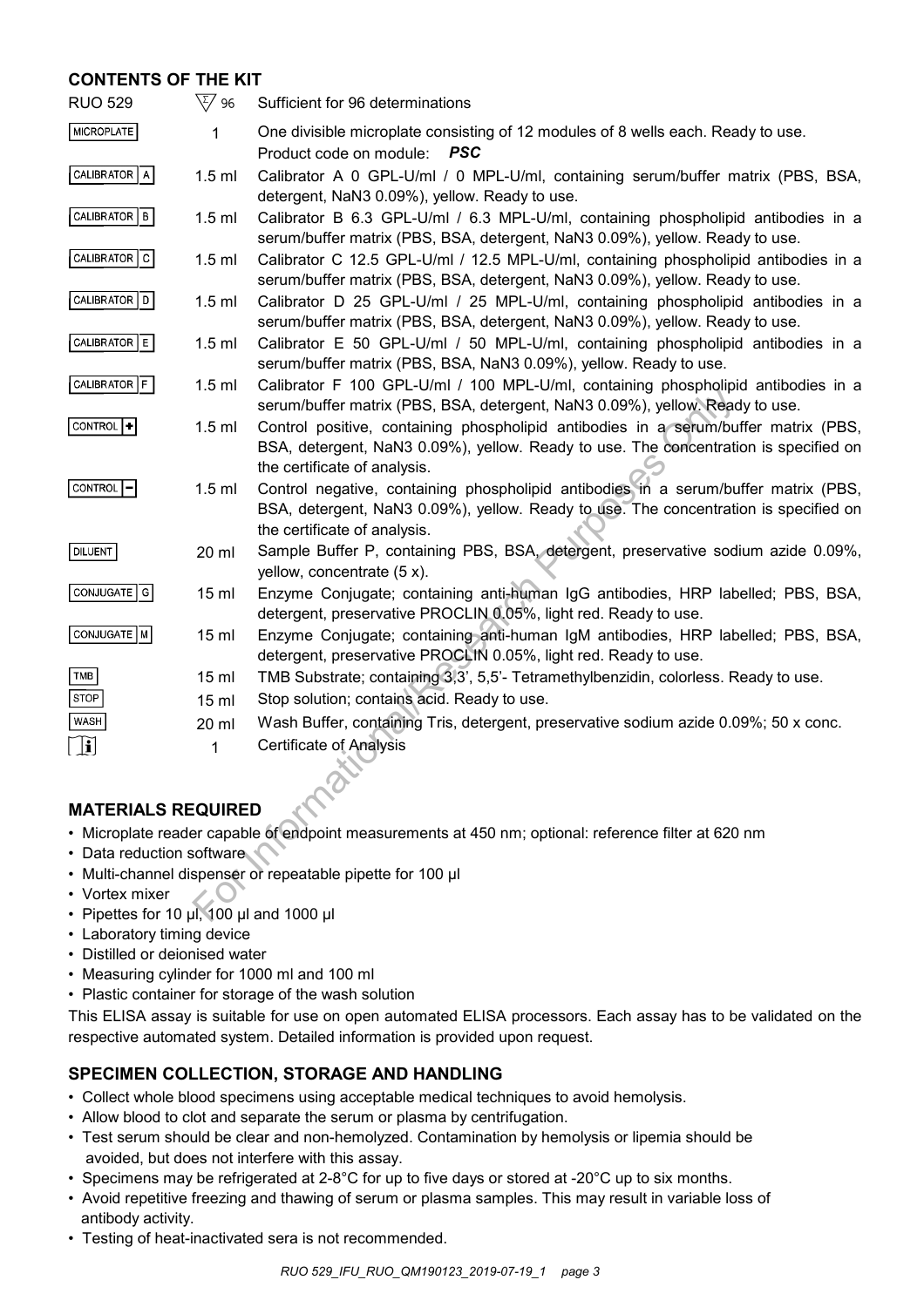## CONTENTS OF THE KIT

| | | |
|---|---|---|
| RUO 529 | 96 | Sufficient for 96 determinations |
| MICROPLATE | 1 | One divisible microplate consisting of 12 modules of 8 wells each. Ready to use. Product code on module: ***PSC*** |
| CALIBRATOR A | 1.5 ml | Calibrator A 0 GPL-U/ml / 0 MPL-U/ml, containing serum/buffer matrix (PBS, BSA, detergent, NaN3 0.09%), yellow. Ready to use. |
| CALIBRATOR B | 1.5 ml | Calibrator B 6.3 GPL-U/ml / 6.3 MPL-U/ml, containing phospholipid antibodies in a serum/buffer matrix (PBS, BSA, detergent, NaN3 0.09%), yellow. Ready to use. |
| CALIBRATOR C | 1.5 ml | Calibrator C 12.5 GPL-U/ml / 12.5 MPL-U/ml, containing phospholipid antibodies in a serum/buffer matrix (PBS, BSA, detergent, NaN3 0.09%), yellow. Ready to use. |
| CALIBRATOR D | 1.5 ml | Calibrator D 25 GPL-U/ml / 25 MPL-U/ml, containing phospholipid antibodies in a serum/buffer matrix (PBS, BSA, detergent, NaN3 0.09%), yellow. Ready to use. |
| CALIBRATOR E | 1.5 ml | Calibrator E 50 GPL-U/ml / 50 MPL-U/ml, containing phospholipid antibodies in a serum/buffer matrix (PBS, BSA, NaN3 0.09%), yellow. Ready to use. |
| CALIBRATOR F | 1.5 ml | Calibrator F 100 GPL-U/ml / 100 MPL-U/ml, containing phospholipid antibodies in a serum/buffer matrix (PBS, BSA, detergent, NaN3 0.09%), yellow. Ready to use. |
| CONTROL + | 1.5 ml | Control positive, containing phospholipid antibodies in a serum/buffer matrix (PBS, BSA, detergent, NaN3 0.09%), yellow. Ready to use. The concentration is specified on the certificate of analysis. |
| CONTROL − | 1.5 ml | Control negative, containing phospholipid antibodies in a serum/buffer matrix (PBS, BSA, detergent, NaN3 0.09%), yellow. Ready to use. The concentration is specified on the certificate of analysis. |
| DILUENT | 20 ml | Sample Buffer P, containing PBS, BSA, detergent, preservative sodium azide 0.09%, yellow, concentrate (5 x). |
| CONJUGATE G | 15 ml | Enzyme Conjugate; containing anti-human IgG antibodies, HRP labelled; PBS, BSA, detergent, preservative PROCLIN 0.05%, light red. Ready to use. |
| CONJUGATE M | 15 ml | Enzyme Conjugate; containing anti-human IgM antibodies, HRP labelled; PBS, BSA, detergent, preservative PROCLIN 0.05%, light red. Ready to use. |
| TMB | 15 ml | TMB Substrate; containing 3,3', 5,5'- Tetramethylbenzidin, colorless. Ready to use. |
| STOP | 15 ml | Stop solution; contains acid. Ready to use. |
| WASH | 20 ml | Wash Buffer, containing Tris, detergent, preservative sodium azide 0.09%; 50 x conc. |
| i | 1 | Certificate of Analysis |

## MATERIALS REQUIRED

- Microplate reader capable of endpoint measurements at 450 nm; optional: reference filter at 620 nm
- Data reduction software
- Multi-channel dispenser or repeatable pipette for 100 µl
- Vortex mixer
- Pipettes for 10 µl, 100 µl and 1000 µl
- Laboratory timing device
- Distilled or deionised water
- Measuring cylinder for 1000 ml and 100 ml
- Plastic container for storage of the wash solution

This ELISA assay is suitable for use on open automated ELISA processors. Each assay has to be validated on the respective automated system. Detailed information is provided upon request.

## SPECIMEN COLLECTION, STORAGE AND HANDLING

- Collect whole blood specimens using acceptable medical techniques to avoid hemolysis.
- Allow blood to clot and separate the serum or plasma by centrifugation.
- Test serum should be clear and non-hemolyzed. Contamination by hemolysis or lipemia should be avoided, but does not interfere with this assay.
- Specimens may be refrigerated at 2-8°C for up to five days or stored at -20°C up to six months.
- Avoid repetitive freezing and thawing of serum or plasma samples. This may result in variable loss of antibody activity.
- Testing of heat-inactivated sera is not recommended.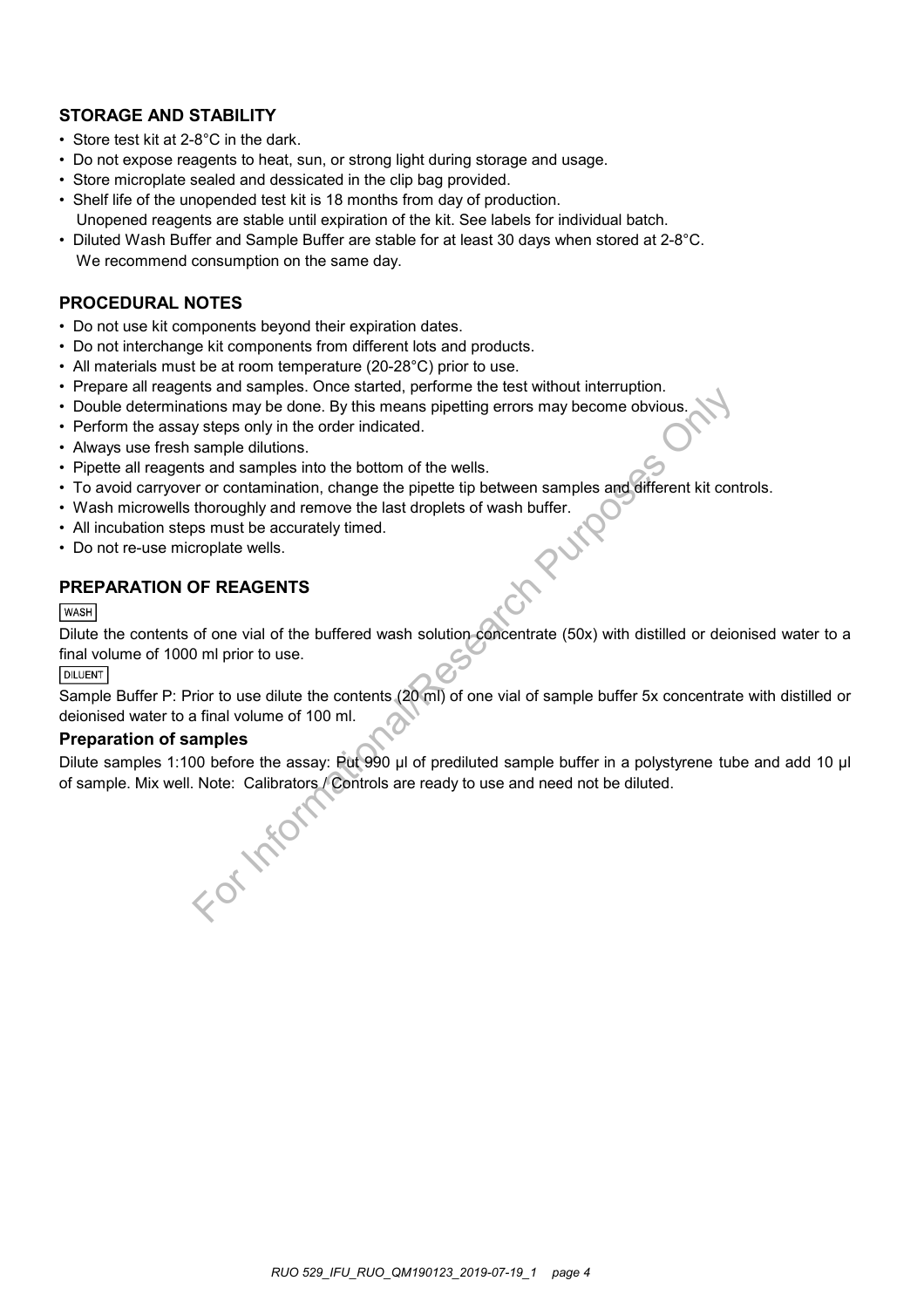## STORAGE AND STABILITY

- Store test kit at 2-8°C in the dark.
- Do not expose reagents to heat, sun, or strong light during storage and usage.
- Store microplate sealed and dessicated in the clip bag provided.
- Shelf life of the unopended test kit is 18 months from day of production.
  Unopened reagents are stable until expiration of the kit. See labels for individual batch.
- Diluted Wash Buffer and Sample Buffer are stable for at least 30 days when stored at 2-8°C.
  We recommend consumption on the same day.

## PROCEDURAL NOTES

- Do not use kit components beyond their expiration dates.
- Do not interchange kit components from different lots and products.
- All materials must be at room temperature (20-28°C) prior to use.
- Prepare all reagents and samples. Once started, performe the test without interruption.
- Double determinations may be done. By this means pipetting errors may become obvious.
- Perform the assay steps only in the order indicated.
- Always use fresh sample dilutions.
- Pipette all reagents and samples into the bottom of the wells.
- To avoid carryover or contamination, change the pipette tip between samples and different kit controls.
- Wash microwells thoroughly and remove the last droplets of wash buffer.
- All incubation steps must be accurately timed.
- Do not re-use microplate wells.

## PREPARATION OF REAGENTS

WASH

Dilute the contents of one vial of the buffered wash solution concentrate (50x) with distilled or deionised water to a final volume of 1000 ml prior to use.

DILUENT

Sample Buffer P: Prior to use dilute the contents (20 ml) of one vial of sample buffer 5x concentrate with distilled or deionised water to a final volume of 100 ml.

### Preparation of samples

Dilute samples 1:100 before the assay: Put 990 µl of prediluted sample buffer in a polystyrene tube and add 10 µl of sample. Mix well. Note: Calibrators / Controls are ready to use and need not be diluted.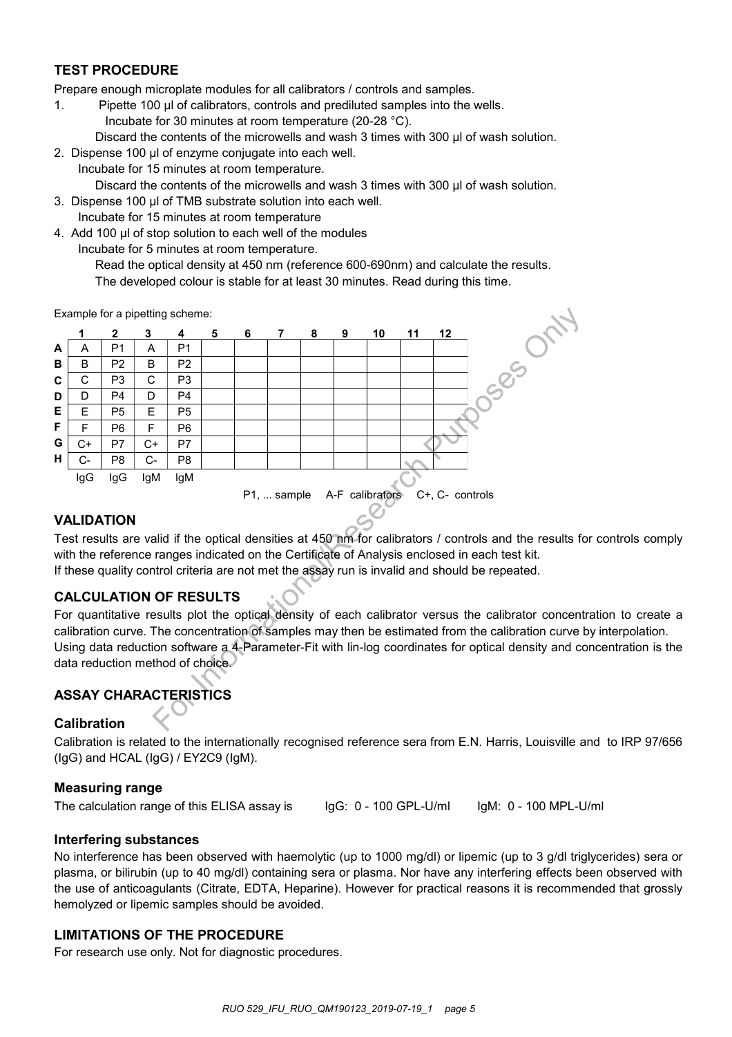## TEST PROCEDURE

Prepare enough microplate modules for all calibrators / controls and samples.

1. Pipette 100 µl of calibrators, controls and prediluted samples into the wells.
   Incubate for 30 minutes at room temperature (20-28 °C).
   Discard the contents of the microwells and wash 3 times with 300 µl of wash solution.
2. Dispense 100 µl of enzyme conjugate into each well.
   Incubate for 15 minutes at room temperature.
   Discard the contents of the microwells and wash 3 times with 300 µl of wash solution.
3. Dispense 100 µl of TMB substrate solution into each well.
   Incubate for 15 minutes at room temperature
4. Add 100 µl of stop solution to each well of the modules
   Incubate for 5 minutes at room temperature.
   Read the optical density at 450 nm (reference 600-690nm) and calculate the results.
   The developed colour is stable for at least 30 minutes. Read during this time.

Example for a pipetting scheme:

| | 1 | 2 | 3 | 4 | 5 | 6 | 7 | 8 | 9 | 10 | 11 | 12 |
|---|---|---|---|---|---|---|---|---|---|---|---|---|
| **A** | A | P1 | A | P1 | | | | | | | | |
| **B** | B | P2 | B | P2 | | | | | | | | |
| **C** | C | P3 | C | P3 | | | | | | | | |
| **D** | D | P4 | D | P4 | | | | | | | | |
| **E** | E | P5 | E | P5 | | | | | | | | |
| **F** | F | P6 | F | P6 | | | | | | | | |
| **G** | C+ | P7 | C+ | P7 | | | | | | | | |
| **H** | C- | P8 | C- | P8 | | | | | | | | |
| | IgG | IgG | IgM | IgM | | | | | | | | |

P1, ... sample    A-F calibrators    C+, C- controls

## VALIDATION

Test results are valid if the optical densities at 450 nm for calibrators / controls and the results for controls comply with the reference ranges indicated on the Certificate of Analysis enclosed in each test kit.
If these quality control criteria are not met the assay run is invalid and should be repeated.

## CALCULATION OF RESULTS

For quantitative results plot the optical density of each calibrator versus the calibrator concentration to create a calibration curve. The concentration of samples may then be estimated from the calibration curve by interpolation.
Using data reduction software a 4-Parameter-Fit with lin-log coordinates for optical density and concentration is the data reduction method of choice.

## ASSAY CHARACTERISTICS

### Calibration

Calibration is related to the internationally recognised reference sera from E.N. Harris, Louisville and to IRP 97/656 (IgG) and HCAL (IgG) / EY2C9 (IgM).

### Measuring range

The calculation range of this ELISA assay is    IgG: 0 - 100 GPL-U/ml    IgM: 0 - 100 MPL-U/ml

### Interfering substances

No interference has been observed with haemolytic (up to 1000 mg/dl) or lipemic (up to 3 g/dl triglycerides) sera or plasma, or bilirubin (up to 40 mg/dl) containing sera or plasma. Nor have any interfering effects been observed with the use of anticoagulants (Citrate, EDTA, Heparine). However for practical reasons it is recommended that grossly hemolyzed or lipemic samples should be avoided.

## LIMITATIONS OF THE PROCEDURE

For research use only. Not for diagnostic procedures.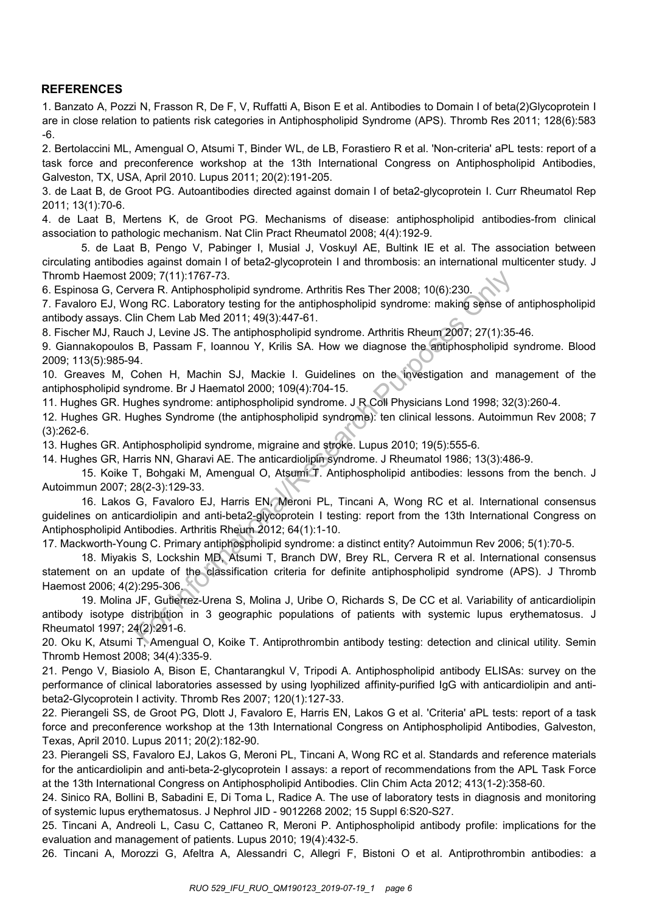## REFERENCES

1. Banzato A, Pozzi N, Frasson R, De F, V, Ruffatti A, Bison E et al. Antibodies to Domain I of beta(2)Glycoprotein I are in close relation to patients risk categories in Antiphospholipid Syndrome (APS). Thromb Res 2011; 128(6):583-6.
2. Bertolaccini ML, Amengual O, Atsumi T, Binder WL, de LB, Forastiero R et al. 'Non-criteria' aPL tests: report of a task force and preconference workshop at the 13th International Congress on Antiphospholipid Antibodies, Galveston, TX, USA, April 2010. Lupus 2011; 20(2):191-205.
3. de Laat B, de Groot PG. Autoantibodies directed against domain I of beta2-glycoprotein I. Curr Rheumatol Rep 2011; 13(1):70-6.
4. de Laat B, Mertens K, de Groot PG. Mechanisms of disease: antiphospholipid antibodies-from clinical association to pathologic mechanism. Nat Clin Pract Rheumatol 2008; 4(4):192-9.
5. de Laat B, Pengo V, Pabinger I, Musial J, Voskuyl AE, Bultink IE et al. The association between circulating antibodies against domain I of beta2-glycoprotein I and thrombosis: an international multicenter study. J Thromb Haemost 2009; 7(11):1767-73.
6. Espinosa G, Cervera R. Antiphospholipid syndrome. Arthritis Res Ther 2008; 10(6):230.
7. Favaloro EJ, Wong RC. Laboratory testing for the antiphospholipid syndrome: making sense of antiphospholipid antibody assays. Clin Chem Lab Med 2011; 49(3):447-61.
8. Fischer MJ, Rauch J, Levine JS. The antiphospholipid syndrome. Arthritis Rheum 2007; 27(1):35-46.
9. Giannakopoulos B, Passam F, Ioannou Y, Krilis SA. How we diagnose the antiphospholipid syndrome. Blood 2009; 113(5):985-94.
10. Greaves M, Cohen H, Machin SJ, Mackie I. Guidelines on the investigation and management of the antiphospholipid syndrome. Br J Haematol 2000; 109(4):704-15.
11. Hughes GR. Hughes syndrome: antiphospholipid syndrome. J R Coll Physicians Lond 1998; 32(3):260-4.
12. Hughes GR. Hughes Syndrome (the antiphospholipid syndrome): ten clinical lessons. Autoimmun Rev 2008; 7 (3):262-6.
13. Hughes GR. Antiphospholipid syndrome, migraine and stroke. Lupus 2010; 19(5):555-6.
14. Hughes GR, Harris NN, Gharavi AE. The anticardiolipin syndrome. J Rheumatol 1986; 13(3):486-9.
15. Koike T, Bohgaki M, Amengual O, Atsumi T. Antiphospholipid antibodies: lessons from the bench. J Autoimmun 2007; 28(2-3):129-33.
16. Lakos G, Favaloro EJ, Harris EN, Meroni PL, Tincani A, Wong RC et al. International consensus guidelines on anticardiolipin and anti-beta2-glycoprotein I testing: report from the 13th International Congress on Antiphospholipid Antibodies. Arthritis Rheum 2012; 64(1):1-10.
17. Mackworth-Young C. Primary antiphospholipid syndrome: a distinct entity? Autoimmun Rev 2006; 5(1):70-5.
18. Miyakis S, Lockshin MD, Atsumi T, Branch DW, Brey RL, Cervera R et al. International consensus statement on an update of the classification criteria for definite antiphospholipid syndrome (APS). J Thromb Haemost 2006; 4(2):295-306.
19. Molina JF, Gutierrez-Urena S, Molina J, Uribe O, Richards S, De CC et al. Variability of anticardiolipin antibody isotype distribution in 3 geographic populations of patients with systemic lupus erythematosus. J Rheumatol 1997; 24(2):291-6.
20. Oku K, Atsumi T, Amengual O, Koike T. Antiprothrombin antibody testing: detection and clinical utility. Semin Thromb Hemost 2008; 34(4):335-9.
21. Pengo V, Biasiolo A, Bison E, Chantarangkul V, Tripodi A. Antiphospholipid antibody ELISAs: survey on the performance of clinical laboratories assessed by using lyophilized affinity-purified IgG with anticardiolipin and anti-beta2-Glycoprotein I activity. Thromb Res 2007; 120(1):127-33.
22. Pierangeli SS, de Groot PG, Dlott J, Favaloro E, Harris EN, Lakos G et al. 'Criteria' aPL tests: report of a task force and preconference workshop at the 13th International Congress on Antiphospholipid Antibodies, Galveston, Texas, April 2010. Lupus 2011; 20(2):182-90.
23. Pierangeli SS, Favaloro EJ, Lakos G, Meroni PL, Tincani A, Wong RC et al. Standards and reference materials for the anticardiolipin and anti-beta-2-glycoprotein I assays: a report of recommendations from the APL Task Force at the 13th International Congress on Antiphospholipid Antibodies. Clin Chim Acta 2012; 413(1-2):358-60.
24. Sinico RA, Bollini B, Sabadini E, Di Toma L, Radice A. The use of laboratory tests in diagnosis and monitoring of systemic lupus erythematosus. J Nephrol JID - 9012268 2002; 15 Suppl 6:S20-S27.
25. Tincani A, Andreoli L, Casu C, Cattaneo R, Meroni P. Antiphospholipid antibody profile: implications for the evaluation and management of patients. Lupus 2010; 19(4):432-5.
26. Tincani A, Morozzi G, Afeltra A, Alessandri C, Allegri F, Bistoni O et al. Antiprothrombin antibodies: a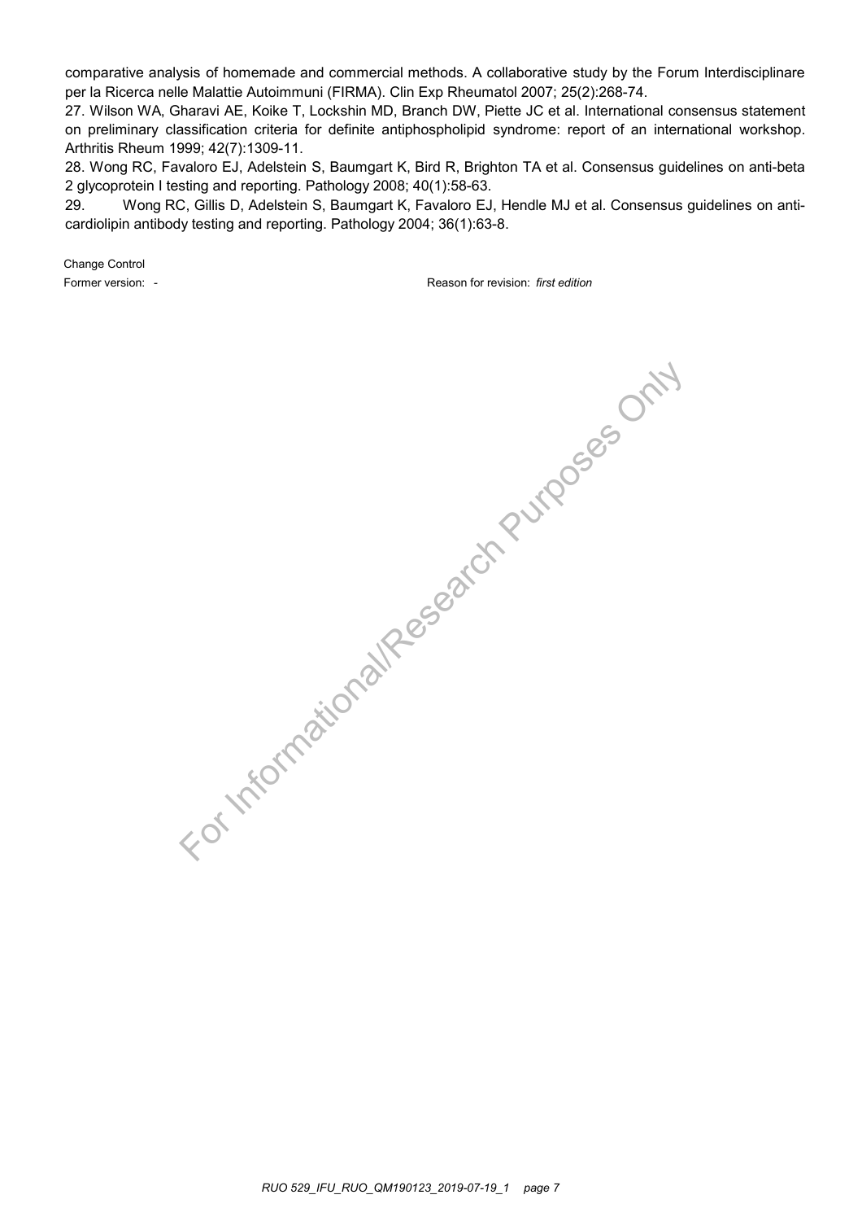comparative analysis of homemade and commercial methods. A collaborative study by the Forum Interdisciplinare per la Ricerca nelle Malattie Autoimmuni (FIRMA). Clin Exp Rheumatol 2007; 25(2):268-74.

27. Wilson WA, Gharavi AE, Koike T, Lockshin MD, Branch DW, Piette JC et al. International consensus statement on preliminary classification criteria for definite antiphospholipid syndrome: report of an international workshop. Arthritis Rheum 1999; 42(7):1309-11.

28. Wong RC, Favaloro EJ, Adelstein S, Baumgart K, Bird R, Brighton TA et al. Consensus guidelines on anti-beta 2 glycoprotein I testing and reporting. Pathology 2008; 40(1):58-63.

29. Wong RC, Gillis D, Adelstein S, Baumgart K, Favaloro EJ, Hendle MJ et al. Consensus guidelines on anti-cardiolipin antibody testing and reporting. Pathology 2004; 36(1):63-8.

Change Control

Former version: -

Reason for revision: *first edition*

For Informational/Research Purposes Only